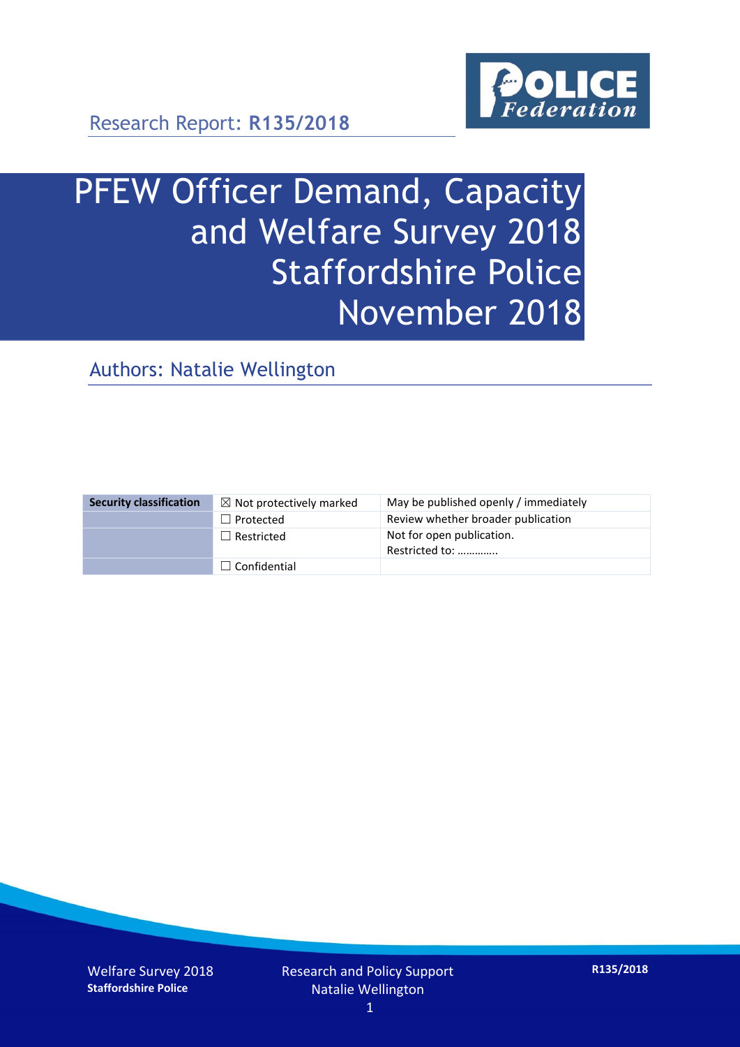Research Report: **R135/2018**

# PFEW Officer Demand, Capacity and Welfare Survey 2018 Staffordshire Police November 2018

## Authors: Natalie Wellington

| Security classification | ☒ Not protectively marked | May be published openly / immediately |
|---|---|---|
| | ☐ Protected | Review whether broader publication |
| | ☐ Restricted | Not for open publication. Restricted to: ………….. |
| | ☐ Confidential | |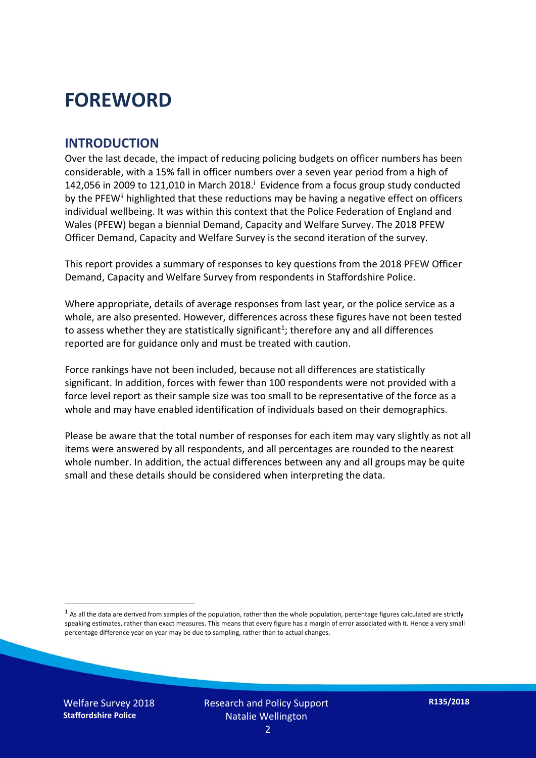# FOREWORD

## INTRODUCTION

Over the last decade, the impact of reducing policing budgets on officer numbers has been considerable, with a 15% fall in officer numbers over a seven year period from a high of 142,056 in 2009 to 121,010 in March 2018.[i] Evidence from a focus group study conducted by the PFEW[ii] highlighted that these reductions may be having a negative effect on officers individual wellbeing. It was within this context that the Police Federation of England and Wales (PFEW) began a biennial Demand, Capacity and Welfare Survey. The 2018 PFEW Officer Demand, Capacity and Welfare Survey is the second iteration of the survey.

This report provides a summary of responses to key questions from the 2018 PFEW Officer Demand, Capacity and Welfare Survey from respondents in Staffordshire Police.

Where appropriate, details of average responses from last year, or the police service as a whole, are also presented. However, differences across these figures have not been tested to assess whether they are statistically significant[1]; therefore any and all differences reported are for guidance only and must be treated with caution.

Force rankings have not been included, because not all differences are statistically significant. In addition, forces with fewer than 100 respondents were not provided with a force level report as their sample size was too small to be representative of the force as a whole and may have enabled identification of individuals based on their demographics.

Please be aware that the total number of responses for each item may vary slightly as not all items were answered by all respondents, and all percentages are rounded to the nearest whole number. In addition, the actual differences between any and all groups may be quite small and these details should be considered when interpreting the data.

[1] As all the data are derived from samples of the population, rather than the whole population, percentage figures calculated are strictly speaking estimates, rather than exact measures. This means that every figure has a margin of error associated with it. Hence a very small percentage difference year on year may be due to sampling, rather than to actual changes.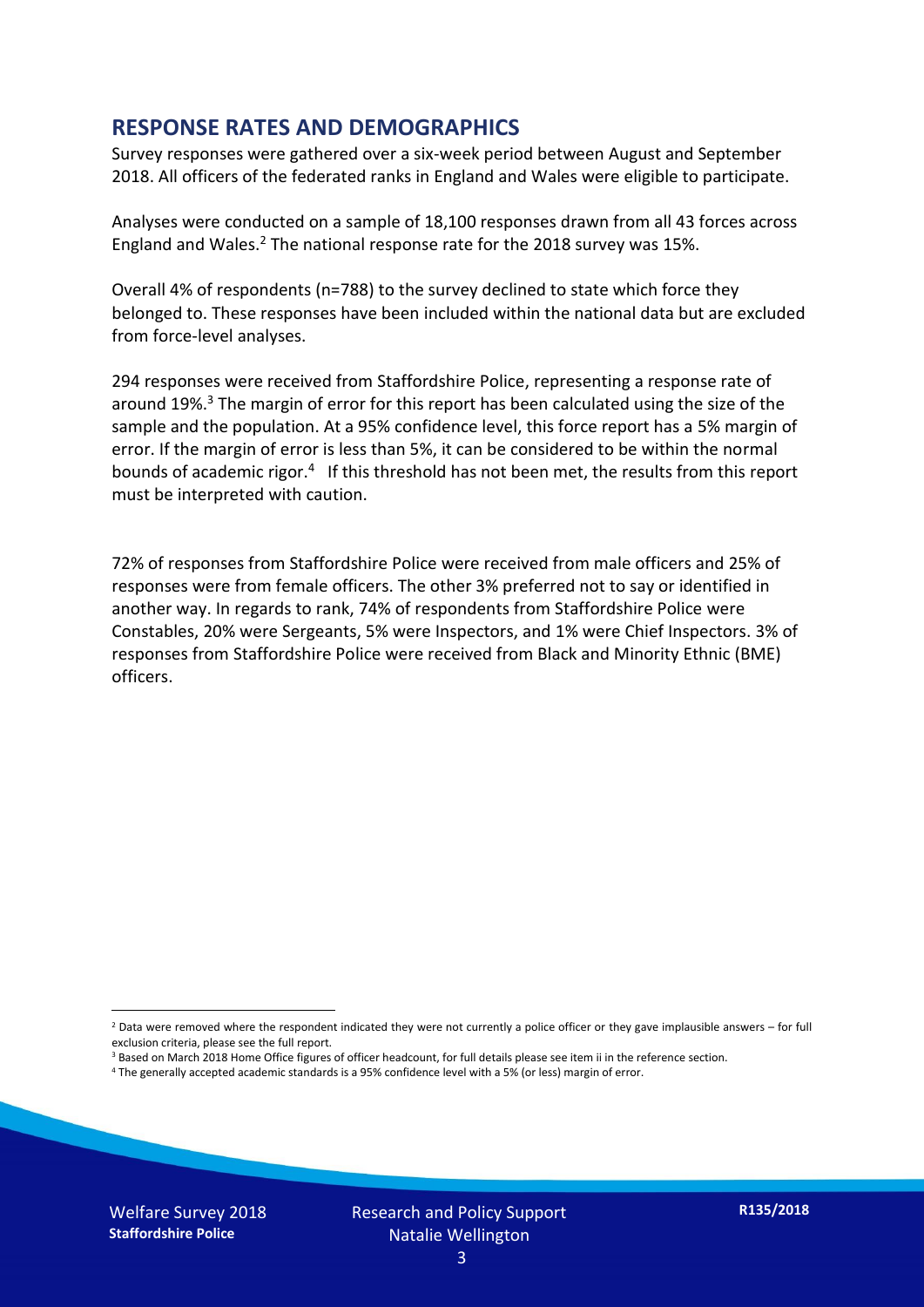## RESPONSE RATES AND DEMOGRAPHICS

Survey responses were gathered over a six-week period between August and September 2018. All officers of the federated ranks in England and Wales were eligible to participate.

Analyses were conducted on a sample of 18,100 responses drawn from all 43 forces across England and Wales.[2] The national response rate for the 2018 survey was 15%.

Overall 4% of respondents (n=788) to the survey declined to state which force they belonged to. These responses have been included within the national data but are excluded from force-level analyses.

294 responses were received from Staffordshire Police, representing a response rate of around 19%.[3] The margin of error for this report has been calculated using the size of the sample and the population. At a 95% confidence level, this force report has a 5% margin of error. If the margin of error is less than 5%, it can be considered to be within the normal bounds of academic rigor.[4] If this threshold has not been met, the results from this report must be interpreted with caution.

72% of responses from Staffordshire Police were received from male officers and 25% of responses were from female officers. The other 3% preferred not to say or identified in another way. In regards to rank, 74% of respondents from Staffordshire Police were Constables, 20% were Sergeants, 5% were Inspectors, and 1% were Chief Inspectors. 3% of responses from Staffordshire Police were received from Black and Minority Ethnic (BME) officers.

---

[2] Data were removed where the respondent indicated they were not currently a police officer or they gave implausible answers – for full exclusion criteria, please see the full report.

[3] Based on March 2018 Home Office figures of officer headcount, for full details please see item ii in the reference section.

[4] The generally accepted academic standards is a 95% confidence level with a 5% (or less) margin of error.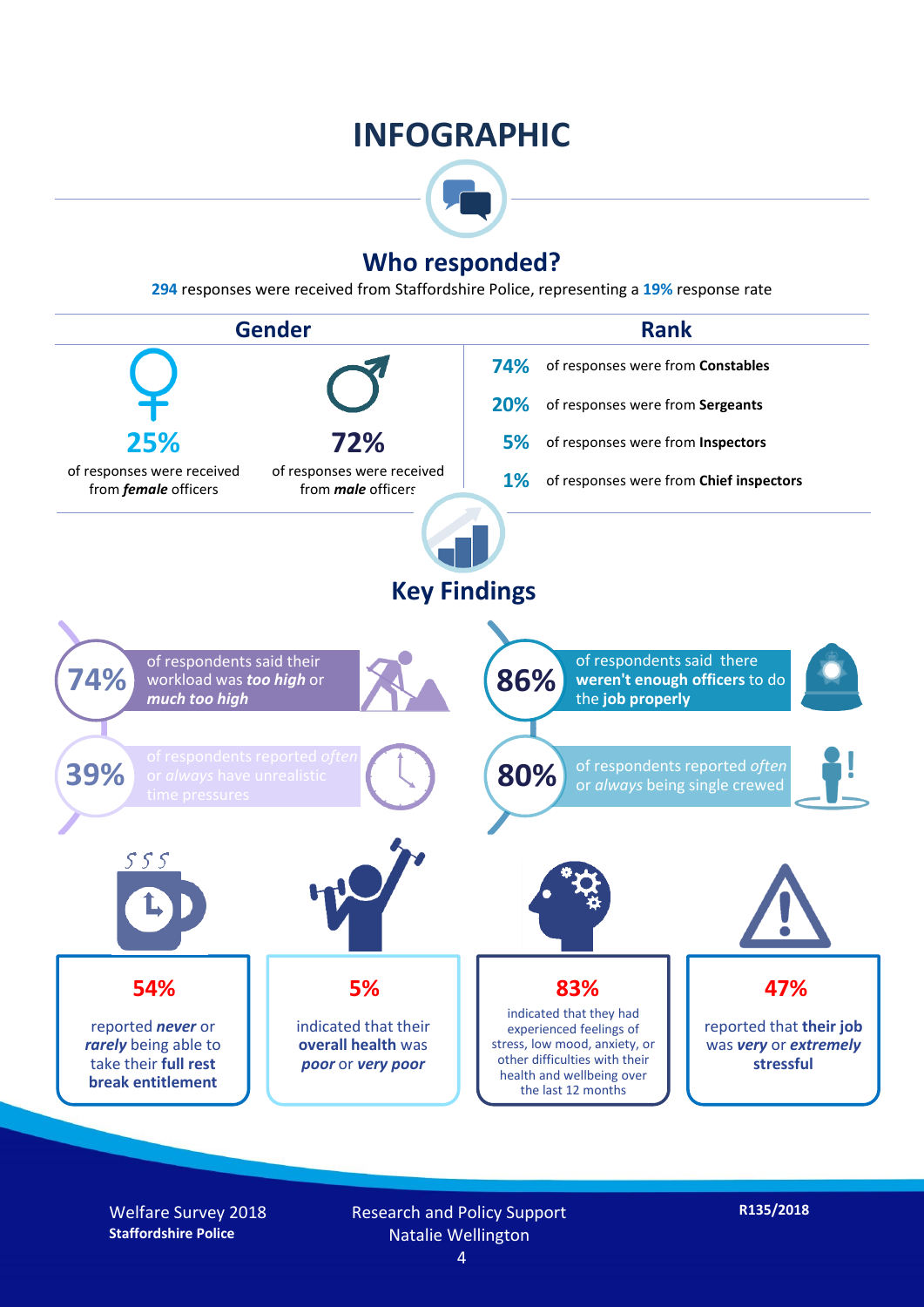# INFOGRAPHIC

## Who responded?

**294** responses were received from Staffordshire Police, representing a **19%** response rate

### Gender

**25%** of responses were received from ***female*** officers

**72%** of responses were received from ***male*** officers

### Rank

**74%** of responses were from **Constables**

**20%** of responses were from **Sergeants**

**5%** of responses were from **Inspectors**

**1%** of responses were from **Chief inspectors**

## Key Findings

**74%** of respondents said their workload was ***too high*** or ***much too high***

**86%** of respondents said there **weren't enough officers** to do the **job properly**

**39%** of respondents reported *often* or *always* have unrealistic time pressures

**80%** of respondents reported *often* or *always* being single crewed

**54%** reported ***never*** or ***rarely*** being able to take their **full rest break entitlement**

**5%** indicated that their **overall health** was ***poor*** or ***very poor***

**83%** indicated that they had experienced feelings of stress, low mood, anxiety, or other difficulties with their health and wellbeing over the last 12 months

**47%** reported that **their job** was ***very*** or ***extremely*** **stressful**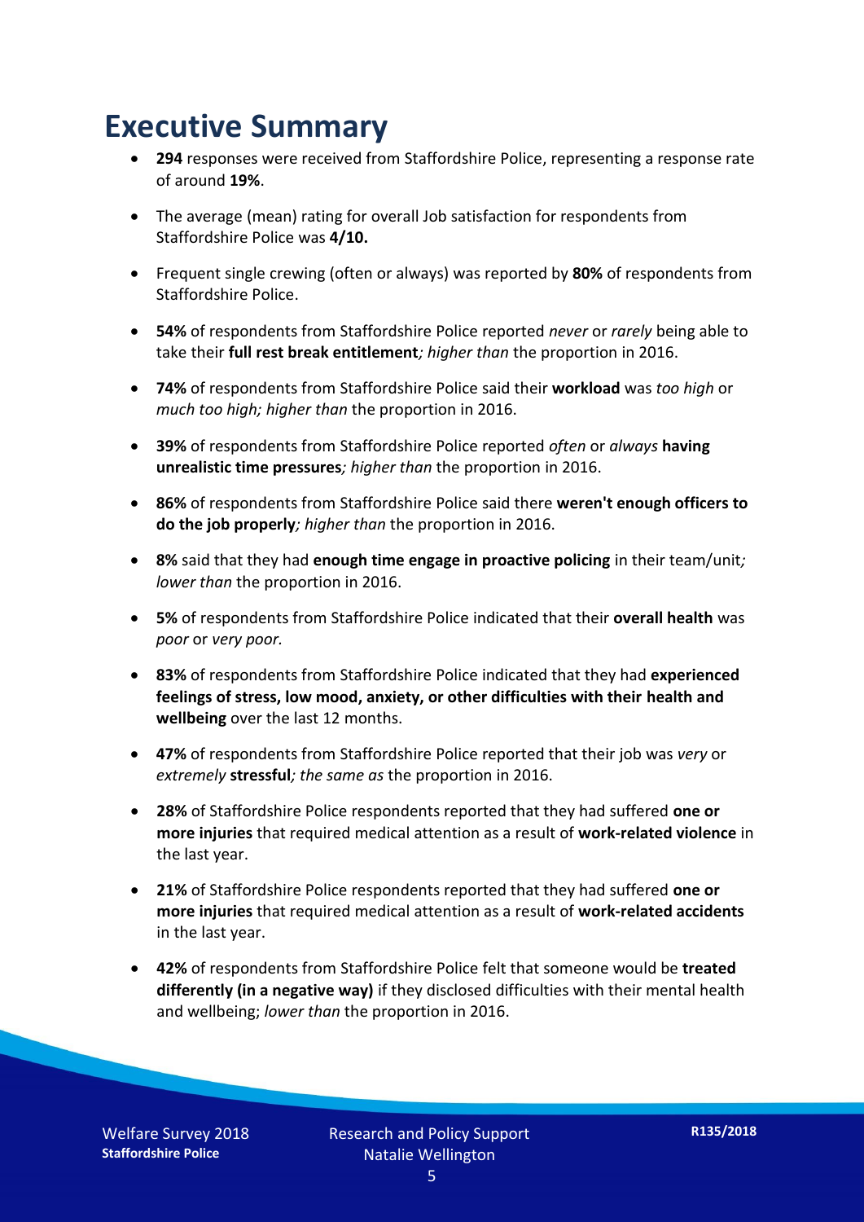# Executive Summary

- **294** responses were received from Staffordshire Police, representing a response rate of around **19%**.
- The average (mean) rating for overall Job satisfaction for respondents from Staffordshire Police was **4/10.**
- Frequent single crewing (often or always) was reported by **80%** of respondents from Staffordshire Police.
- **54%** of respondents from Staffordshire Police reported *never* or *rarely* being able to take their **full rest break entitlement***; higher than* the proportion in 2016.
- **74%** of respondents from Staffordshire Police said their **workload** was *too high* or *much too high; higher than* the proportion in 2016.
- **39%** of respondents from Staffordshire Police reported *often* or *always* **having unrealistic time pressures***; higher than* the proportion in 2016.
- **86%** of respondents from Staffordshire Police said there **weren't enough officers to do the job properly***; higher than* the proportion in 2016.
- **8%** said that they had **enough time engage in proactive policing** in their team/unit*; lower than* the proportion in 2016.
- **5%** of respondents from Staffordshire Police indicated that their **overall health** was *poor* or *very poor.*
- **83%** of respondents from Staffordshire Police indicated that they had **experienced feelings of stress, low mood, anxiety, or other difficulties with their health and wellbeing** over the last 12 months.
- **47%** of respondents from Staffordshire Police reported that their job was *very* or *extremely* **stressful***; the same as* the proportion in 2016.
- **28%** of Staffordshire Police respondents reported that they had suffered **one or more injuries** that required medical attention as a result of **work-related violence** in the last year.
- **21%** of Staffordshire Police respondents reported that they had suffered **one or more injuries** that required medical attention as a result of **work-related accidents** in the last year.
- **42%** of respondents from Staffordshire Police felt that someone would be **treated differently (in a negative way)** if they disclosed difficulties with their mental health and wellbeing; *lower than* the proportion in 2016.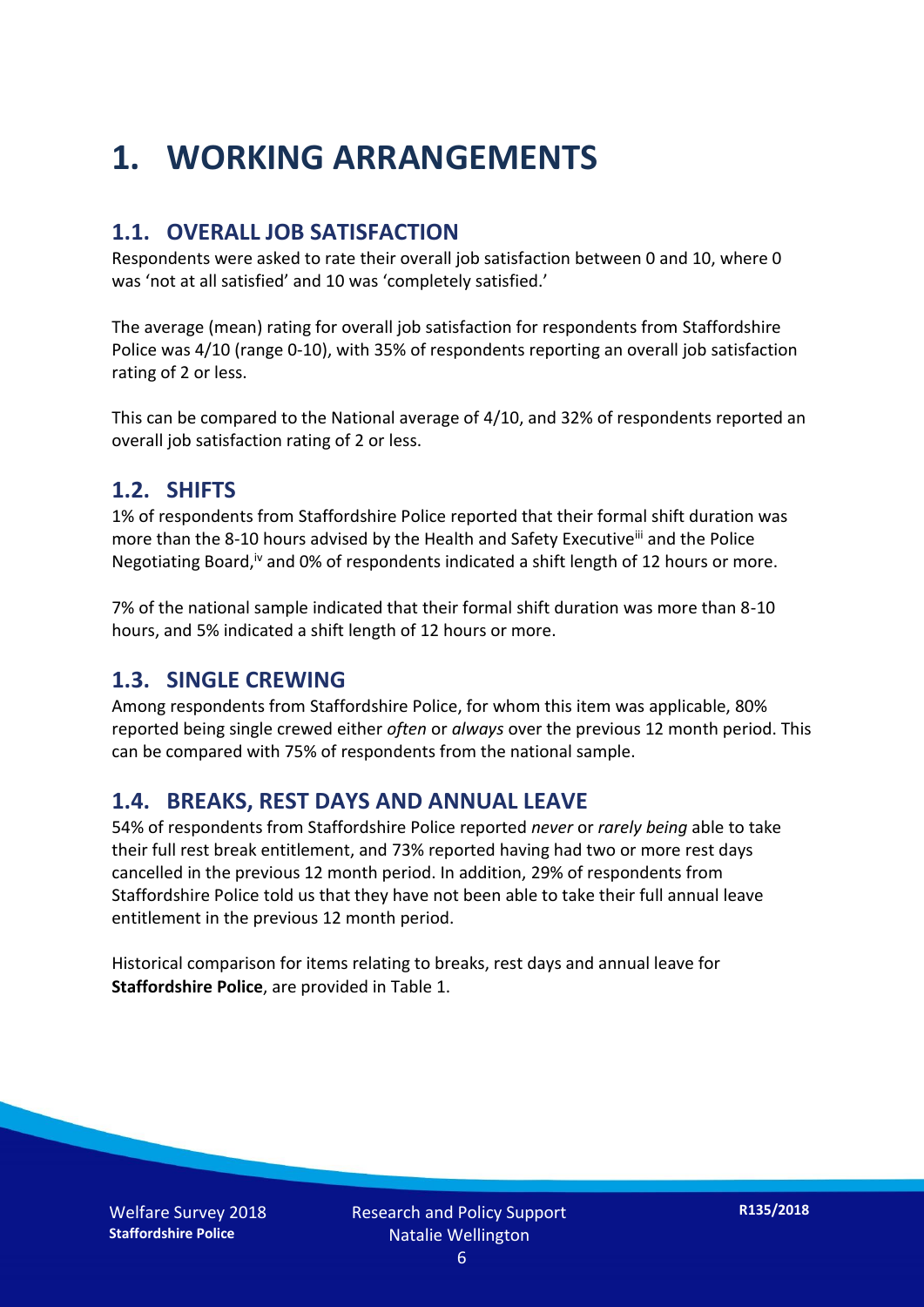# 1. WORKING ARRANGEMENTS

## 1.1. OVERALL JOB SATISFACTION

Respondents were asked to rate their overall job satisfaction between 0 and 10, where 0 was 'not at all satisfied' and 10 was 'completely satisfied.'

The average (mean) rating for overall job satisfaction for respondents from Staffordshire Police was 4/10 (range 0-10), with 35% of respondents reporting an overall job satisfaction rating of 2 or less.

This can be compared to the National average of 4/10, and 32% of respondents reported an overall job satisfaction rating of 2 or less.

## 1.2. SHIFTS

1% of respondents from Staffordshire Police reported that their formal shift duration was more than the 8-10 hours advised by the Health and Safety Executive[iii] and the Police Negotiating Board,[iv] and 0% of respondents indicated a shift length of 12 hours or more.

7% of the national sample indicated that their formal shift duration was more than 8-10 hours, and 5% indicated a shift length of 12 hours or more.

## 1.3. SINGLE CREWING

Among respondents from Staffordshire Police, for whom this item was applicable, 80% reported being single crewed either *often* or *always* over the previous 12 month period. This can be compared with 75% of respondents from the national sample.

## 1.4. BREAKS, REST DAYS AND ANNUAL LEAVE

54% of respondents from Staffordshire Police reported *never* or *rarely being* able to take their full rest break entitlement, and 73% reported having had two or more rest days cancelled in the previous 12 month period. In addition, 29% of respondents from Staffordshire Police told us that they have not been able to take their full annual leave entitlement in the previous 12 month period.

Historical comparison for items relating to breaks, rest days and annual leave for **Staffordshire Police**, are provided in Table 1.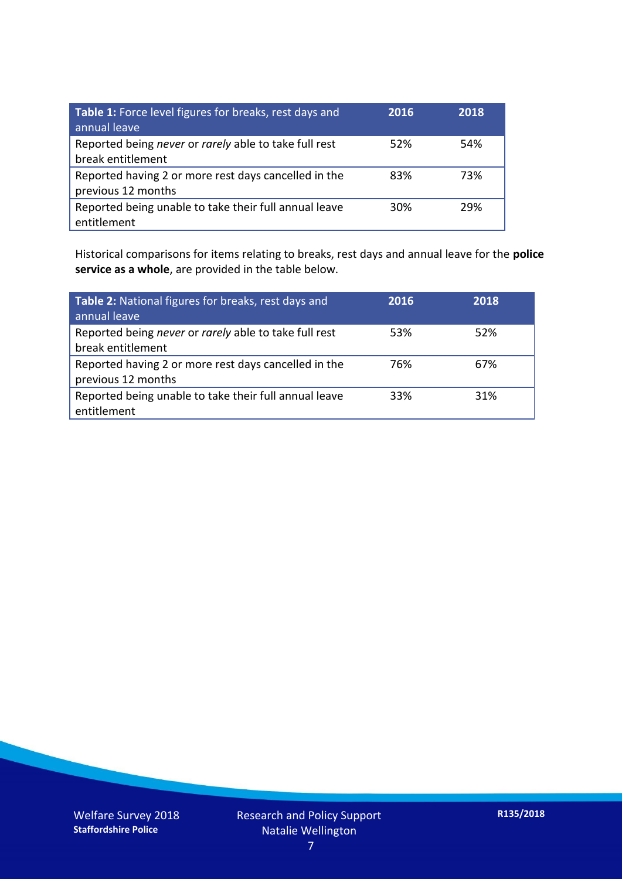| **Table 1:** Force level figures for breaks, rest days and annual leave | **2016** | **2018** |
|---|---|---|
| Reported being *never* or *rarely* able to take full rest break entitlement | 52% | 54% |
| Reported having 2 or more rest days cancelled in the previous 12 months | 83% | 73% |
| Reported being unable to take their full annual leave entitlement | 30% | 29% |

Historical comparisons for items relating to breaks, rest days and annual leave for the **police service as a whole**, are provided in the table below.

| **Table 2:** National figures for breaks, rest days and annual leave | **2016** | **2018** |
|---|---|---|
| Reported being *never* or *rarely* able to take full rest break entitlement | 53% | 52% |
| Reported having 2 or more rest days cancelled in the previous 12 months | 76% | 67% |
| Reported being unable to take their full annual leave entitlement | 33% | 31% |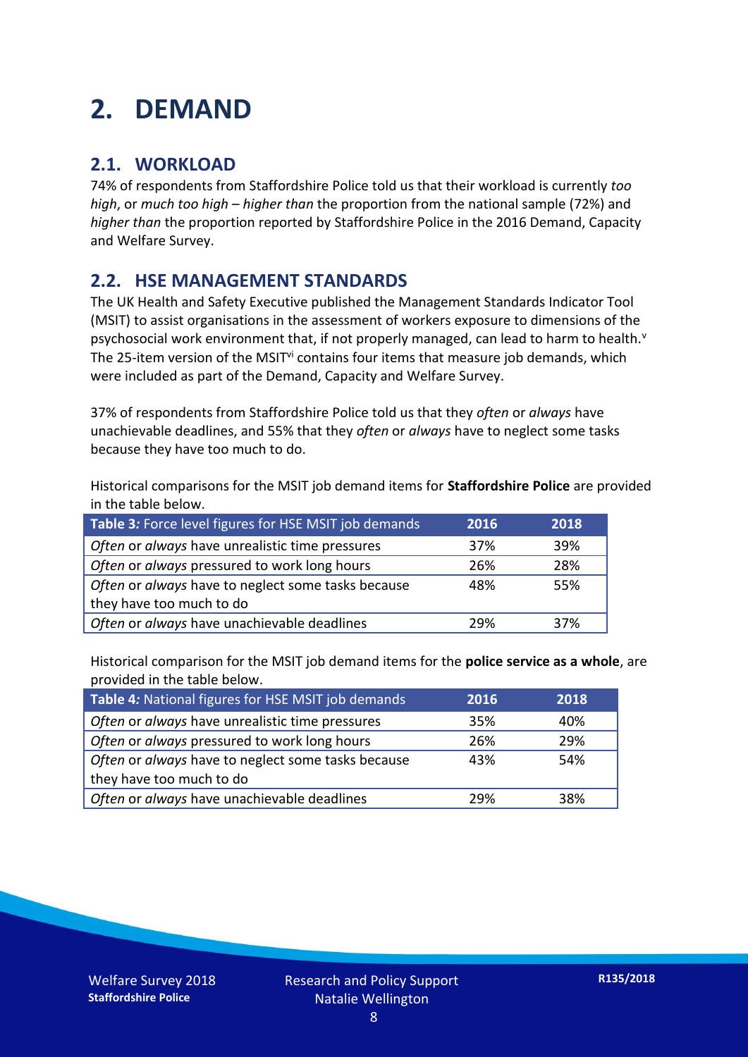# 2. DEMAND

## 2.1. WORKLOAD

74% of respondents from Staffordshire Police told us that their workload is currently *too high*, or *much too high* – *higher than* the proportion from the national sample (72%) and *higher than* the proportion reported by Staffordshire Police in the 2016 Demand, Capacity and Welfare Survey.

## 2.2. HSE MANAGEMENT STANDARDS

The UK Health and Safety Executive published the Management Standards Indicator Tool (MSIT) to assist organisations in the assessment of workers exposure to dimensions of the psychosocial work environment that, if not properly managed, can lead to harm to health.[v] The 25-item version of the MSIT[vi] contains four items that measure job demands, which were included as part of the Demand, Capacity and Welfare Survey.

37% of respondents from Staffordshire Police told us that they *often* or *always* have unachievable deadlines, and 55% that they *often* or *always* have to neglect some tasks because they have too much to do.

Historical comparisons for the MSIT job demand items for **Staffordshire Police** are provided in the table below.

| **Table 3:** Force level figures for HSE MSIT job demands | 2016 | 2018 |
|---|---|---|
| *Often* or *always* have unrealistic time pressures | 37% | 39% |
| *Often* or *always* pressured to work long hours | 26% | 28% |
| *Often* or *always* have to neglect some tasks because they have too much to do | 48% | 55% |
| *Often* or *always* have unachievable deadlines | 29% | 37% |

Historical comparison for the MSIT job demand items for the **police service as a whole**, are provided in the table below.

| **Table 4:** National figures for HSE MSIT job demands | 2016 | 2018 |
|---|---|---|
| *Often* or *always* have unrealistic time pressures | 35% | 40% |
| *Often* or *always* pressured to work long hours | 26% | 29% |
| *Often* or *always* have to neglect some tasks because they have too much to do | 43% | 54% |
| *Often* or *always* have unachievable deadlines | 29% | 38% |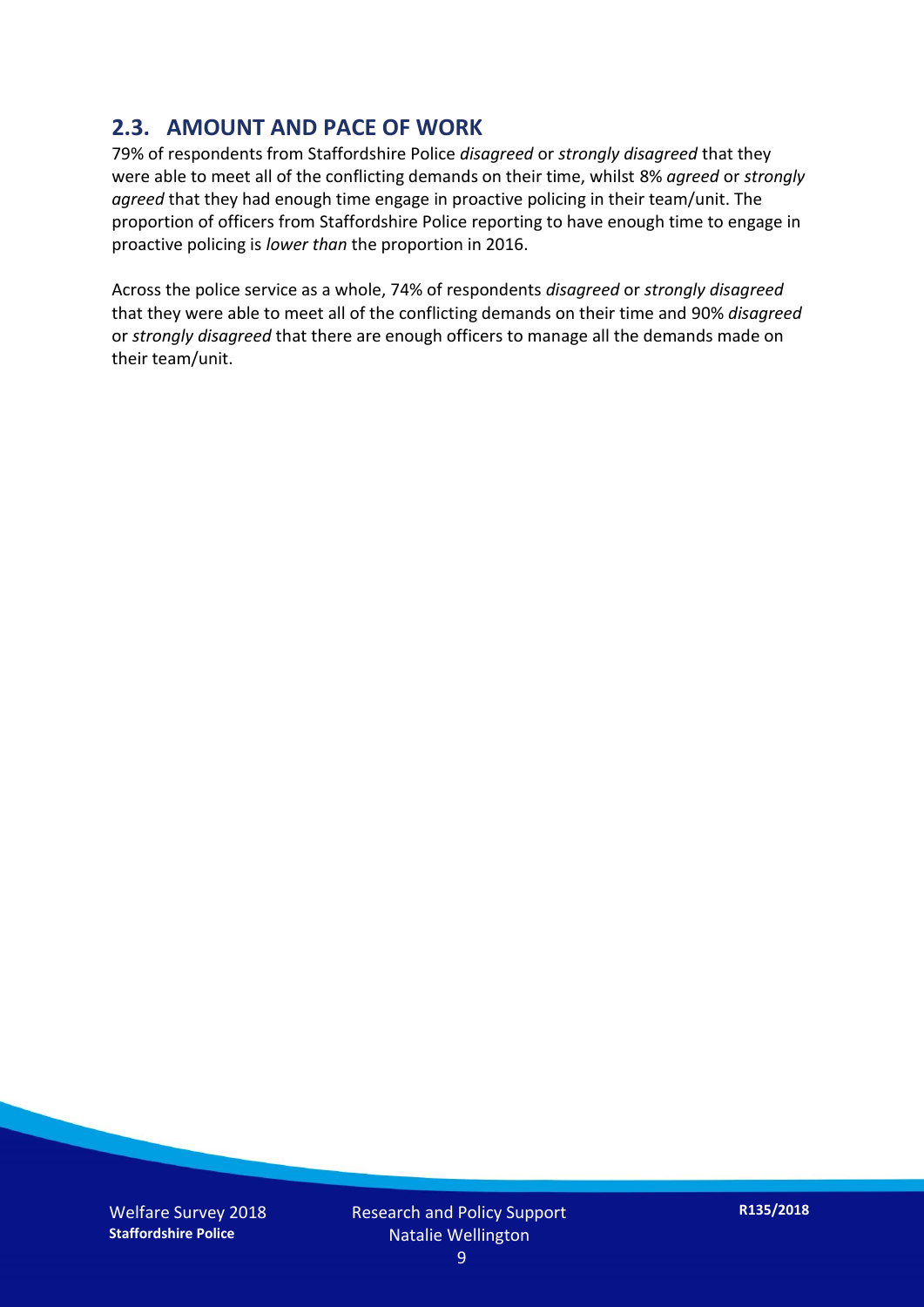## 2.3. AMOUNT AND PACE OF WORK

79% of respondents from Staffordshire Police *disagreed* or *strongly disagreed* that they were able to meet all of the conflicting demands on their time, whilst 8% *agreed* or *strongly agreed* that they had enough time engage in proactive policing in their team/unit. The proportion of officers from Staffordshire Police reporting to have enough time to engage in proactive policing is *lower than* the proportion in 2016.

Across the police service as a whole, 74% of respondents *disagreed* or *strongly disagreed* that they were able to meet all of the conflicting demands on their time and 90% *disagreed* or *strongly disagreed* that there are enough officers to manage all the demands made on their team/unit.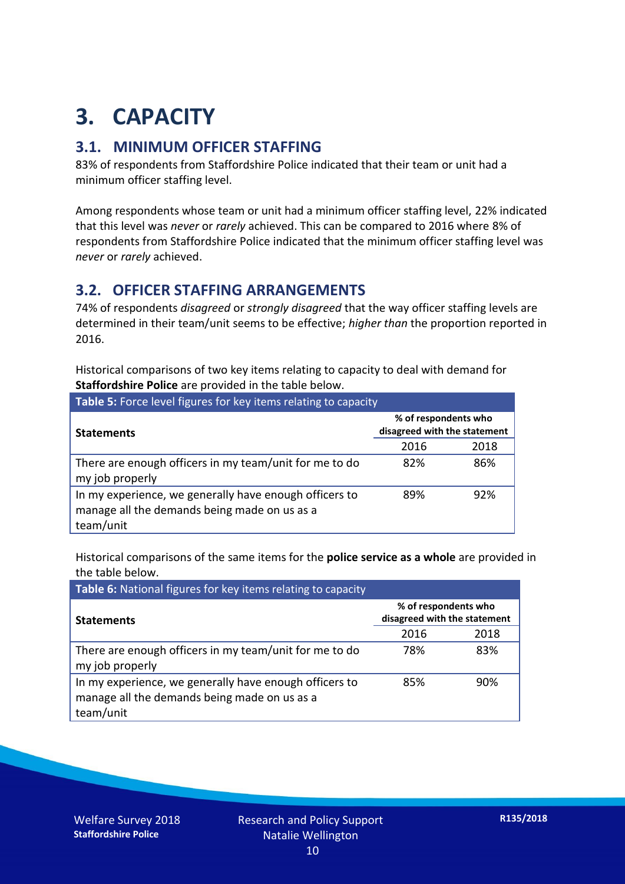# 3. CAPACITY

## 3.1. MINIMUM OFFICER STAFFING

83% of respondents from Staffordshire Police indicated that their team or unit had a minimum officer staffing level.

Among respondents whose team or unit had a minimum officer staffing level, 22% indicated that this level was *never* or *rarely* achieved. This can be compared to 2016 where 8% of respondents from Staffordshire Police indicated that the minimum officer staffing level was *never* or *rarely* achieved.

## 3.2. OFFICER STAFFING ARRANGEMENTS

74% of respondents *disagreed* or *strongly disagreed* that the way officer staffing levels are determined in their team/unit seems to be effective; *higher than* the proportion reported in 2016.

Historical comparisons of two key items relating to capacity to deal with demand for **Staffordshire Police** are provided in the table below.

**Table 5:** Force level figures for key items relating to capacity

| Statements | % of respondents who disagreed with the statement | |
|---|---|---|
| | 2016 | 2018 |
| There are enough officers in my team/unit for me to do my job properly | 82% | 86% |
| In my experience, we generally have enough officers to manage all the demands being made on us as a team/unit | 89% | 92% |

Historical comparisons of the same items for the **police service as a whole** are provided in the table below.

**Table 6:** National figures for key items relating to capacity

| Statements | % of respondents who disagreed with the statement | |
|---|---|---|
| | 2016 | 2018 |
| There are enough officers in my team/unit for me to do my job properly | 78% | 83% |
| In my experience, we generally have enough officers to manage all the demands being made on us as a team/unit | 85% | 90% |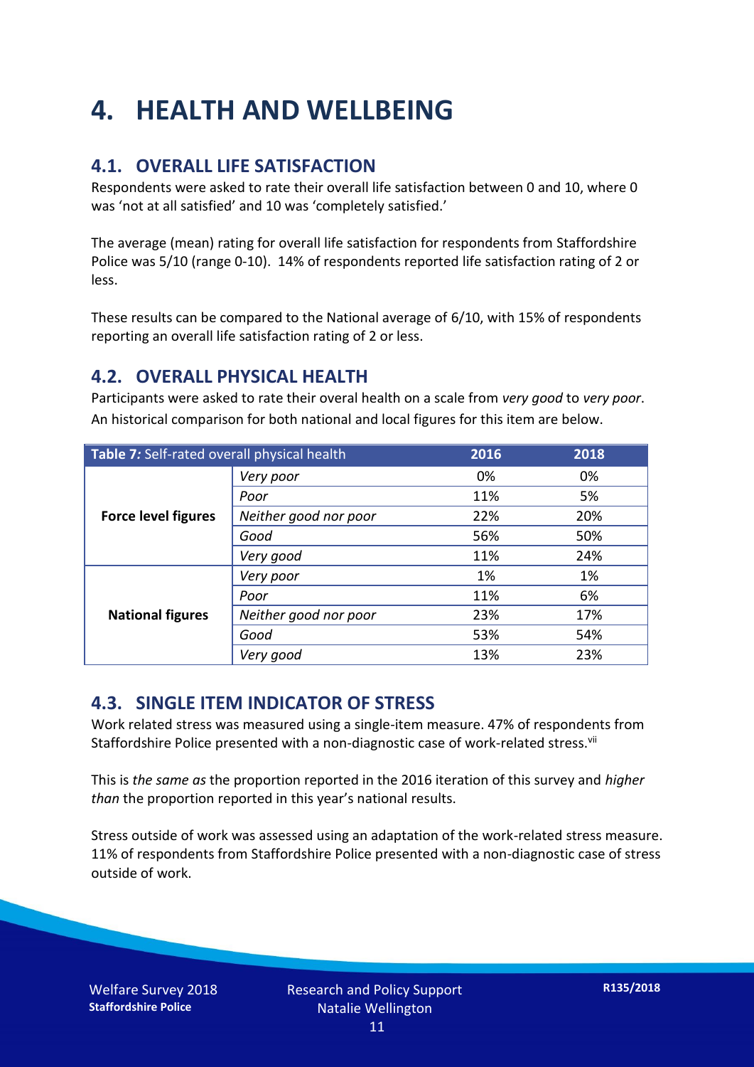# 4. HEALTH AND WELLBEING

## 4.1. OVERALL LIFE SATISFACTION

Respondents were asked to rate their overall life satisfaction between 0 and 10, where 0 was 'not at all satisfied' and 10 was 'completely satisfied.'

The average (mean) rating for overall life satisfaction for respondents from Staffordshire Police was 5/10 (range 0-10). 14% of respondents reported life satisfaction rating of 2 or less.

These results can be compared to the National average of 6/10, with 15% of respondents reporting an overall life satisfaction rating of 2 or less.

## 4.2. OVERALL PHYSICAL HEALTH

Participants were asked to rate their overal health on a scale from *very good* to *very poor*. An historical comparison for both national and local figures for this item are below.

| *Table 7:* Self-rated overall physical health | | 2016 | 2018 |
|---|---|---|---|
| **Force level figures** | *Very poor* | 0% | 0% |
| | *Poor* | 11% | 5% |
| | *Neither good nor poor* | 22% | 20% |
| | *Good* | 56% | 50% |
| | *Very good* | 11% | 24% |
| **National figures** | *Very poor* | 1% | 1% |
| | *Poor* | 11% | 6% |
| | *Neither good nor poor* | 23% | 17% |
| | *Good* | 53% | 54% |
| | *Very good* | 13% | 23% |

## 4.3. SINGLE ITEM INDICATOR OF STRESS

Work related stress was measured using a single-item measure. 47% of respondents from Staffordshire Police presented with a non-diagnostic case of work-related stress.[vii]

This is *the same as* the proportion reported in the 2016 iteration of this survey and *higher than* the proportion reported in this year's national results.

Stress outside of work was assessed using an adaptation of the work-related stress measure. 11% of respondents from Staffordshire Police presented with a non-diagnostic case of stress outside of work.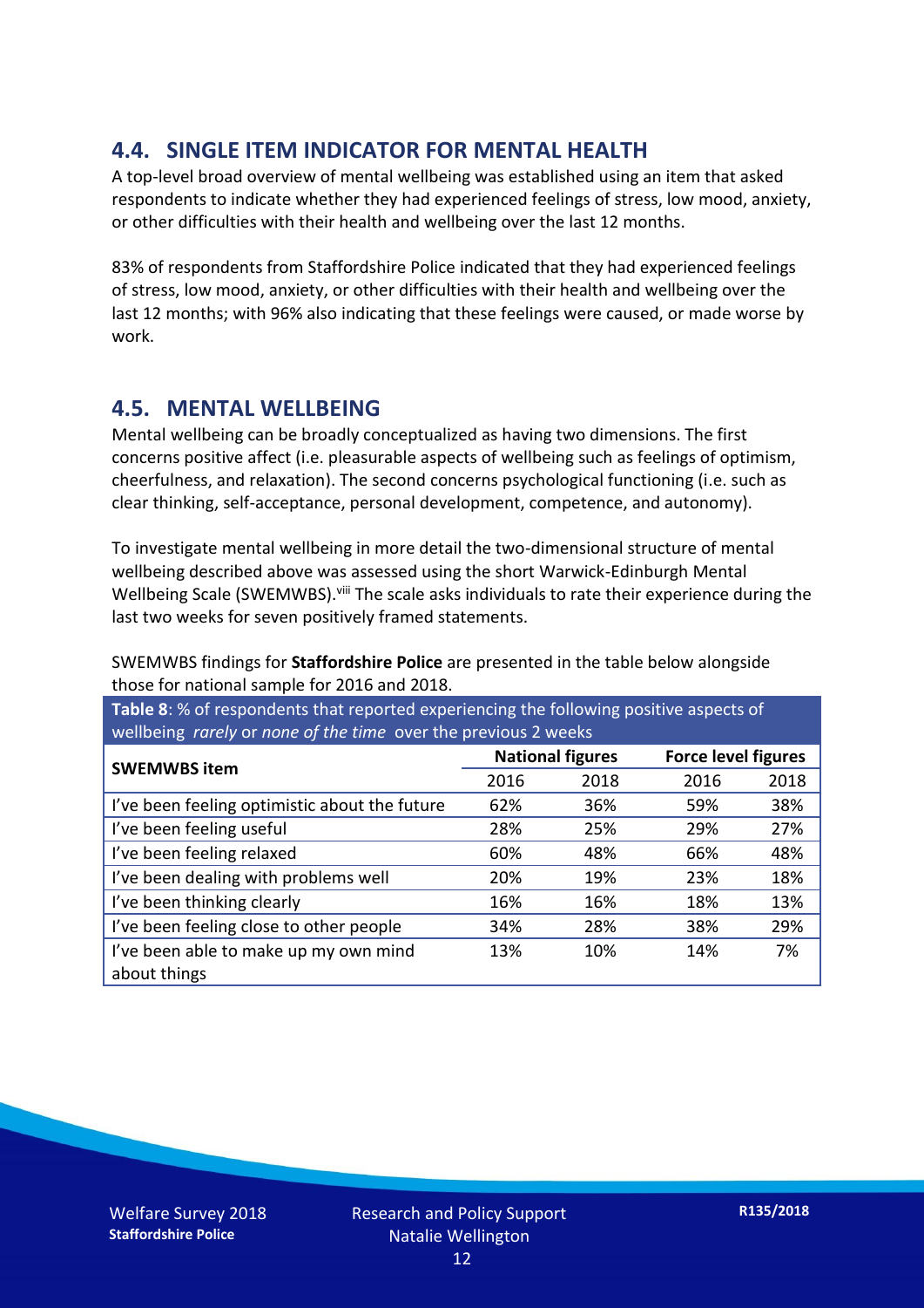## 4.4. SINGLE ITEM INDICATOR FOR MENTAL HEALTH

A top-level broad overview of mental wellbeing was established using an item that asked respondents to indicate whether they had experienced feelings of stress, low mood, anxiety, or other difficulties with their health and wellbeing over the last 12 months.

83% of respondents from Staffordshire Police indicated that they had experienced feelings of stress, low mood, anxiety, or other difficulties with their health and wellbeing over the last 12 months; with 96% also indicating that these feelings were caused, or made worse by work.

## 4.5. MENTAL WELLBEING

Mental wellbeing can be broadly conceptualized as having two dimensions. The first concerns positive affect (i.e. pleasurable aspects of wellbeing such as feelings of optimism, cheerfulness, and relaxation). The second concerns psychological functioning (i.e. such as clear thinking, self-acceptance, personal development, competence, and autonomy).

To investigate mental wellbeing in more detail the two-dimensional structure of mental wellbeing described above was assessed using the short Warwick-Edinburgh Mental Wellbeing Scale (SWEMWBS).[viii] The scale asks individuals to rate their experience during the last two weeks for seven positively framed statements.

SWEMWBS findings for **Staffordshire Police** are presented in the table below alongside those for national sample for 2016 and 2018.

**Table 8**: % of respondents that reported experiencing the following positive aspects of wellbeing *rarely* or *none of the time* over the previous 2 weeks

| SWEMWBS item | National figures | | Force level figures | |
|---|---|---|---|---|
| | 2016 | 2018 | 2016 | 2018 |
| I've been feeling optimistic about the future | 62% | 36% | 59% | 38% |
| I've been feeling useful | 28% | 25% | 29% | 27% |
| I've been feeling relaxed | 60% | 48% | 66% | 48% |
| I've been dealing with problems well | 20% | 19% | 23% | 18% |
| I've been thinking clearly | 16% | 16% | 18% | 13% |
| I've been feeling close to other people | 34% | 28% | 38% | 29% |
| I've been able to make up my own mind about things | 13% | 10% | 14% | 7% |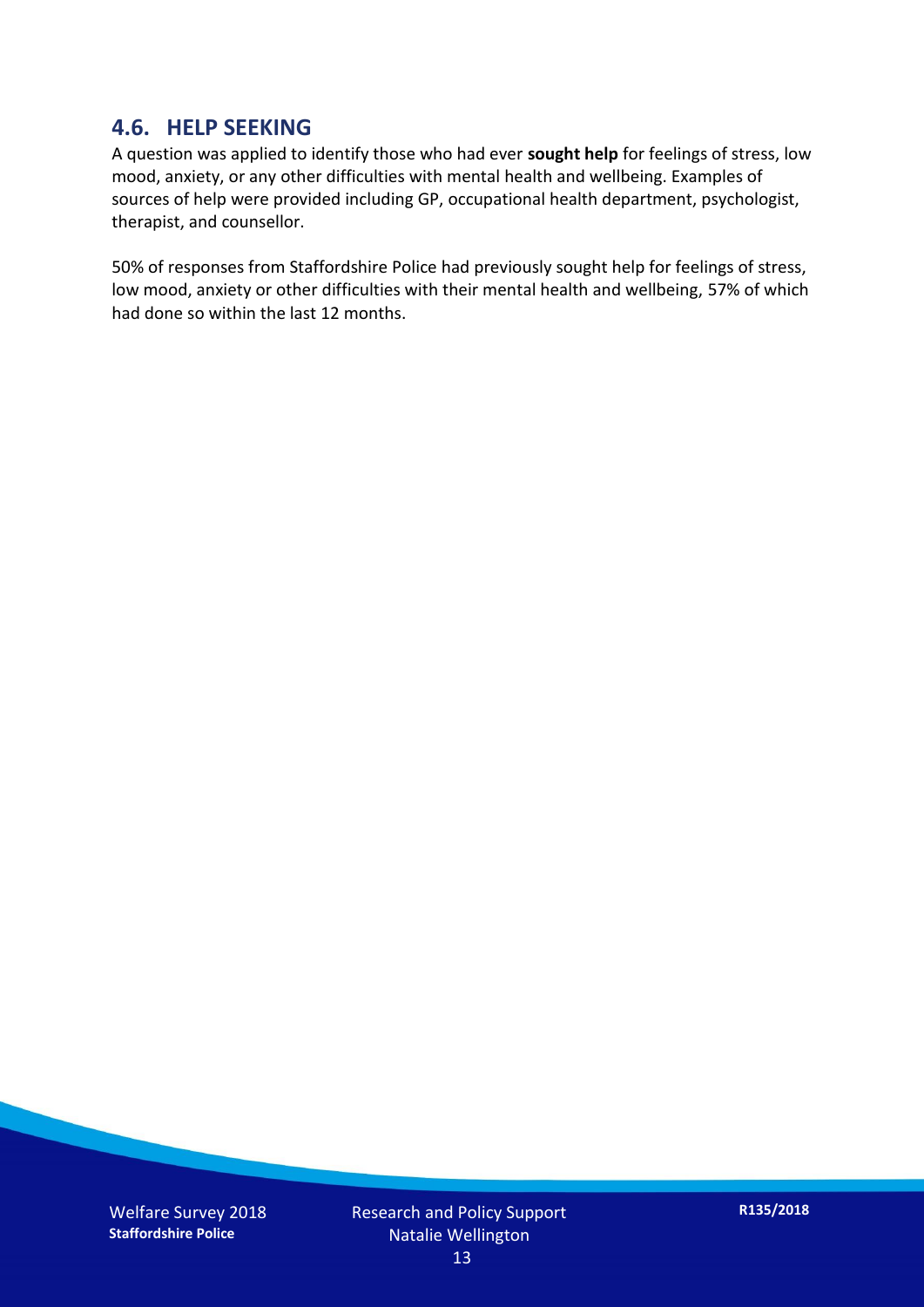## 4.6. HELP SEEKING

A question was applied to identify those who had ever **sought help** for feelings of stress, low mood, anxiety, or any other difficulties with mental health and wellbeing. Examples of sources of help were provided including GP, occupational health department, psychologist, therapist, and counsellor.

50% of responses from Staffordshire Police had previously sought help for feelings of stress, low mood, anxiety or other difficulties with their mental health and wellbeing, 57% of which had done so within the last 12 months.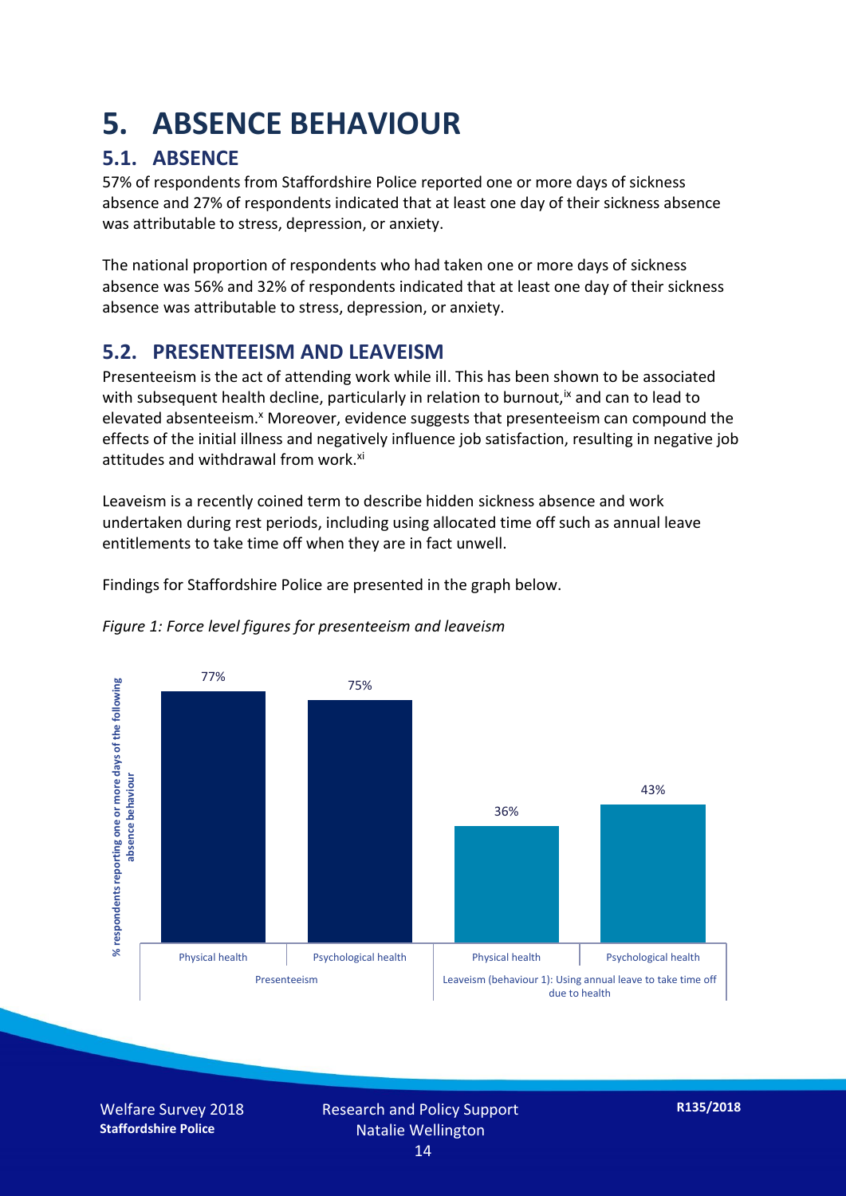# 5. ABSENCE BEHAVIOUR

## 5.1. ABSENCE

57% of respondents from Staffordshire Police reported one or more days of sickness absence and 27% of respondents indicated that at least one day of their sickness absence was attributable to stress, depression, or anxiety.

The national proportion of respondents who had taken one or more days of sickness absence was 56% and 32% of respondents indicated that at least one day of their sickness absence was attributable to stress, depression, or anxiety.

## 5.2. PRESENTEEISM AND LEAVEISM

Presenteeism is the act of attending work while ill. This has been shown to be associated with subsequent health decline, particularly in relation to burnout,[ix] and can to lead to elevated absenteeism.[x] Moreover, evidence suggests that presenteeism can compound the effects of the initial illness and negatively influence job satisfaction, resulting in negative job attitudes and withdrawal from work.[xi]

Leaveism is a recently coined term to describe hidden sickness absence and work undertaken during rest periods, including using allocated time off such as annual leave entitlements to take time off when they are in fact unwell.

Findings for Staffordshire Police are presented in the graph below.

*Figure 1: Force level figures for presenteeism and leaveism*

| | Presenteeism | | Leaveism (behaviour 1): Using annual leave to take time off due to health | |
|---|---|---|---|---|
| | Physical health | Psychological health | Physical health | Psychological health |
| % respondents reporting one or more days of the following absence behaviour | 77% | 75% | 36% | 43% |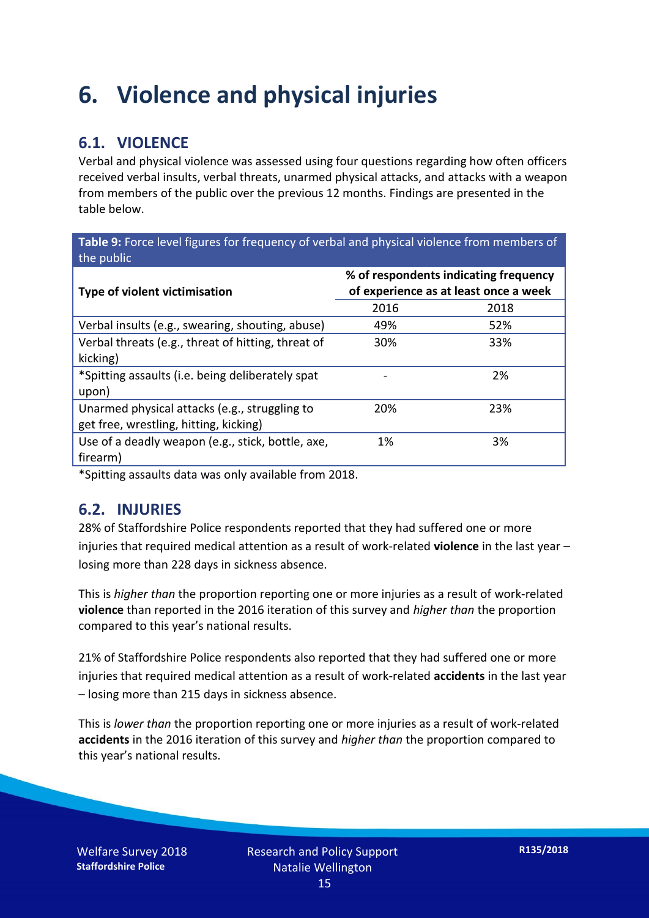# 6. Violence and physical injuries

## 6.1. VIOLENCE

Verbal and physical violence was assessed using four questions regarding how often officers received verbal insults, verbal threats, unarmed physical attacks, and attacks with a weapon from members of the public over the previous 12 months. Findings are presented in the table below.

**Table 9:** Force level figures for frequency of verbal and physical violence from members of the public

| Type of violent victimisation | % of respondents indicating frequency of experience as at least once a week | |
|---|---|---|
| | 2016 | 2018 |
| Verbal insults (e.g., swearing, shouting, abuse) | 49% | 52% |
| Verbal threats (e.g., threat of hitting, threat of kicking) | 30% | 33% |
| *Spitting assaults (i.e. being deliberately spat upon) | - | 2% |
| Unarmed physical attacks (e.g., struggling to get free, wrestling, hitting, kicking) | 20% | 23% |
| Use of a deadly weapon (e.g., stick, bottle, axe, firearm) | 1% | 3% |

*Spitting assaults data was only available from 2018.

## 6.2. INJURIES

28% of Staffordshire Police respondents reported that they had suffered one or more injuries that required medical attention as a result of work-related **violence** in the last year – losing more than 228 days in sickness absence.

This is *higher than* the proportion reporting one or more injuries as a result of work-related **violence** than reported in the 2016 iteration of this survey and *higher than* the proportion compared to this year's national results.

21% of Staffordshire Police respondents also reported that they had suffered one or more injuries that required medical attention as a result of work-related **accidents** in the last year – losing more than 215 days in sickness absence.

This is *lower than* the proportion reporting one or more injuries as a result of work-related **accidents** in the 2016 iteration of this survey and *higher than* the proportion compared to this year's national results.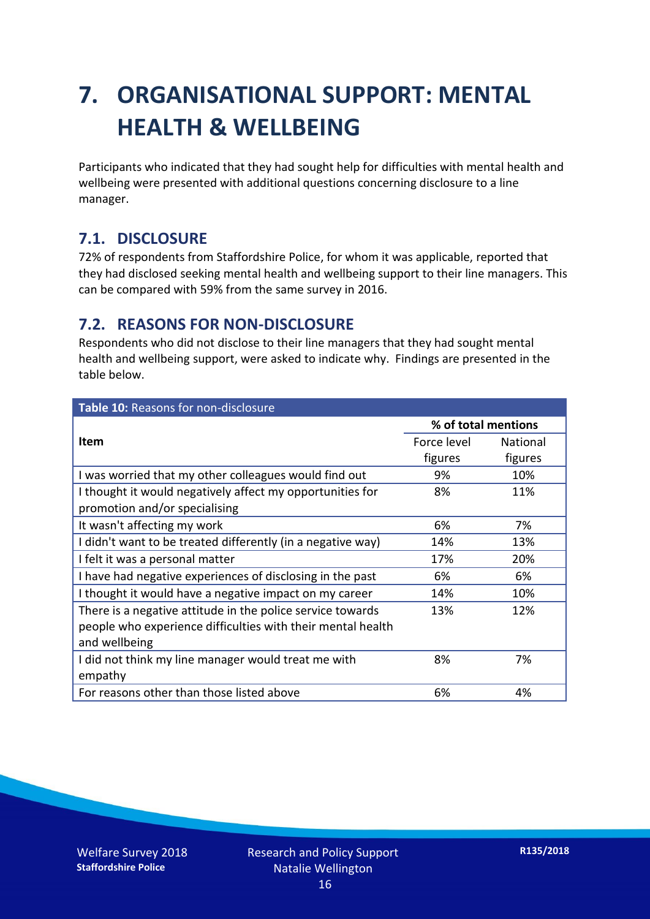# 7. ORGANISATIONAL SUPPORT: MENTAL HEALTH & WELLBEING

Participants who indicated that they had sought help for difficulties with mental health and wellbeing were presented with additional questions concerning disclosure to a line manager.

## 7.1. DISCLOSURE

72% of respondents from Staffordshire Police, for whom it was applicable, reported that they had disclosed seeking mental health and wellbeing support to their line managers. This can be compared with 59% from the same survey in 2016.

## 7.2. REASONS FOR NON-DISCLOSURE

Respondents who did not disclose to their line managers that they had sought mental health and wellbeing support, were asked to indicate why. Findings are presented in the table below.

**Table 10:** Reasons for non-disclosure

| Item | % of total mentions | |
|---|---|---|
| | Force level figures | National figures |
| I was worried that my other colleagues would find out | 9% | 10% |
| I thought it would negatively affect my opportunities for promotion and/or specialising | 8% | 11% |
| It wasn't affecting my work | 6% | 7% |
| I didn't want to be treated differently (in a negative way) | 14% | 13% |
| I felt it was a personal matter | 17% | 20% |
| I have had negative experiences of disclosing in the past | 6% | 6% |
| I thought it would have a negative impact on my career | 14% | 10% |
| There is a negative attitude in the police service towards people who experience difficulties with their mental health and wellbeing | 13% | 12% |
| I did not think my line manager would treat me with empathy | 8% | 7% |
| For reasons other than those listed above | 6% | 4% |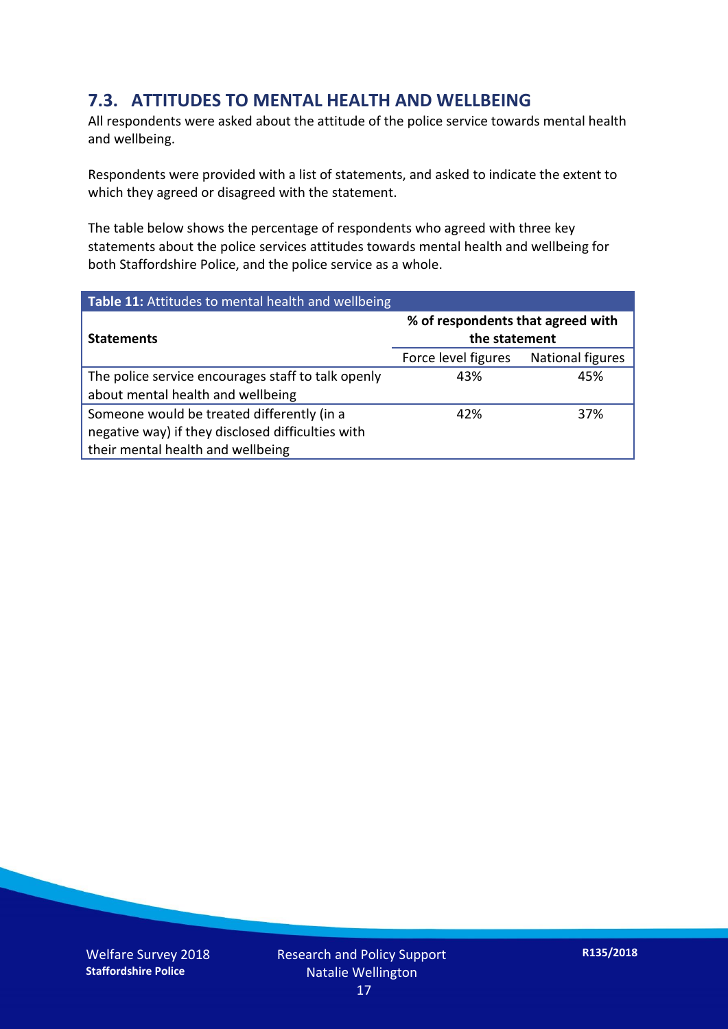## 7.3. ATTITUDES TO MENTAL HEALTH AND WELLBEING

All respondents were asked about the attitude of the police service towards mental health and wellbeing.

Respondents were provided with a list of statements, and asked to indicate the extent to which they agreed or disagreed with the statement.

The table below shows the percentage of respondents who agreed with three key statements about the police services attitudes towards mental health and wellbeing for both Staffordshire Police, and the police service as a whole.

**Table 11:** Attitudes to mental health and wellbeing

| Statements | % of respondents that agreed with the statement | |
|---|---|---|
| | Force level figures | National figures |
| The police service encourages staff to talk openly about mental health and wellbeing | 43% | 45% |
| Someone would be treated differently (in a negative way) if they disclosed difficulties with their mental health and wellbeing | 42% | 37% |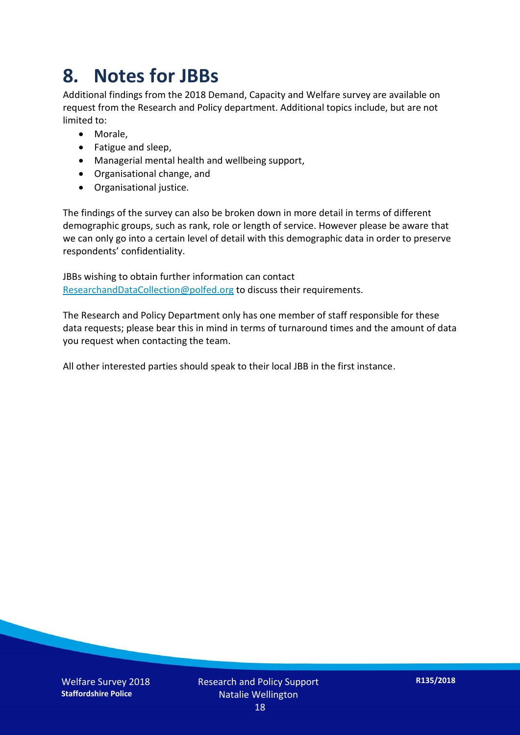# 8. Notes for JBBs

Additional findings from the 2018 Demand, Capacity and Welfare survey are available on request from the Research and Policy department. Additional topics include, but are not limited to:

- Morale,
- Fatigue and sleep,
- Managerial mental health and wellbeing support,
- Organisational change, and
- Organisational justice.

The findings of the survey can also be broken down in more detail in terms of different demographic groups, such as rank, role or length of service. However please be aware that we can only go into a certain level of detail with this demographic data in order to preserve respondents' confidentiality.

JBBs wishing to obtain further information can contact ResearchandDataCollection@polfed.org to discuss their requirements.

The Research and Policy Department only has one member of staff responsible for these data requests; please bear this in mind in terms of turnaround times and the amount of data you request when contacting the team.

All other interested parties should speak to their local JBB in the first instance.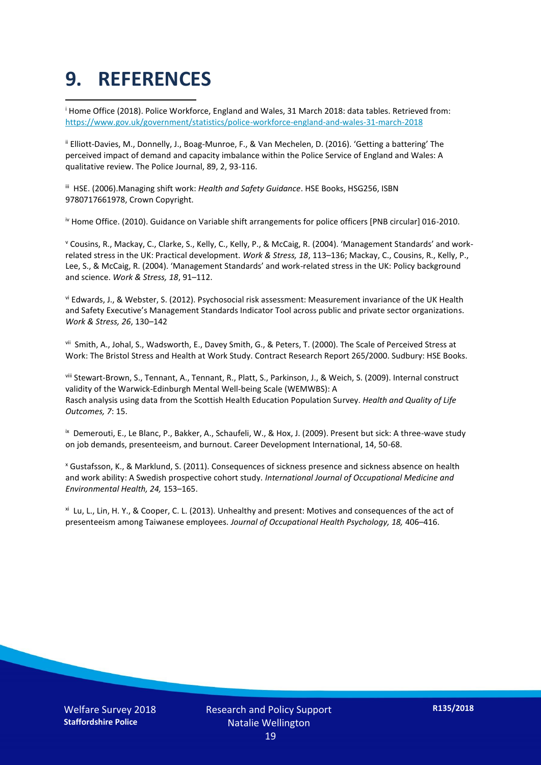# 9. REFERENCES

[i] Home Office (2018). Police Workforce, England and Wales, 31 March 2018: data tables. Retrieved from: https://www.gov.uk/government/statistics/police-workforce-england-and-wales-31-march-2018

[ii] Elliott-Davies, M., Donnelly, J., Boag-Munroe, F., & Van Mechelen, D. (2016). 'Getting a battering' The perceived impact of demand and capacity imbalance within the Police Service of England and Wales: A qualitative review. The Police Journal, 89, 2, 93-116.

[iii] HSE. (2006).Managing shift work: *Health and Safety Guidance*. HSE Books, HSG256, ISBN 9780717661978, Crown Copyright.

[iv] Home Office. (2010). Guidance on Variable shift arrangements for police officers [PNB circular] 016-2010.

[v] Cousins, R., Mackay, C., Clarke, S., Kelly, C., Kelly, P., & McCaig, R. (2004). 'Management Standards' and work-related stress in the UK: Practical development. *Work & Stress, 18*, 113–136; Mackay, C., Cousins, R., Kelly, P., Lee, S., & McCaig, R. (2004). 'Management Standards' and work-related stress in the UK: Policy background and science. *Work & Stress, 18*, 91–112.

[vi] Edwards, J., & Webster, S. (2012). Psychosocial risk assessment: Measurement invariance of the UK Health and Safety Executive's Management Standards Indicator Tool across public and private sector organizations. *Work & Stress, 26*, 130–142

[vii] Smith, A., Johal, S., Wadsworth, E., Davey Smith, G., & Peters, T. (2000). The Scale of Perceived Stress at Work: The Bristol Stress and Health at Work Study. Contract Research Report 265/2000. Sudbury: HSE Books.

[viii] Stewart-Brown, S., Tennant, A., Tennant, R., Platt, S., Parkinson, J., & Weich, S. (2009). Internal construct validity of the Warwick-Edinburgh Mental Well-being Scale (WEMWBS): A Rasch analysis using data from the Scottish Health Education Population Survey. *Health and Quality of Life Outcomes, 7*: 15.

[ix] Demerouti, E., Le Blanc, P., Bakker, A., Schaufeli, W., & Hox, J. (2009). Present but sick: A three-wave study on job demands, presenteeism, and burnout. Career Development International, 14, 50-68.

[x] Gustafsson, K., & Marklund, S. (2011). Consequences of sickness presence and sickness absence on health and work ability: A Swedish prospective cohort study. *International Journal of Occupational Medicine and Environmental Health, 24,* 153–165.

[xi] Lu, L., Lin, H. Y., & Cooper, C. L. (2013). Unhealthy and present: Motives and consequences of the act of presenteeism among Taiwanese employees. *Journal of Occupational Health Psychology, 18,* 406–416.